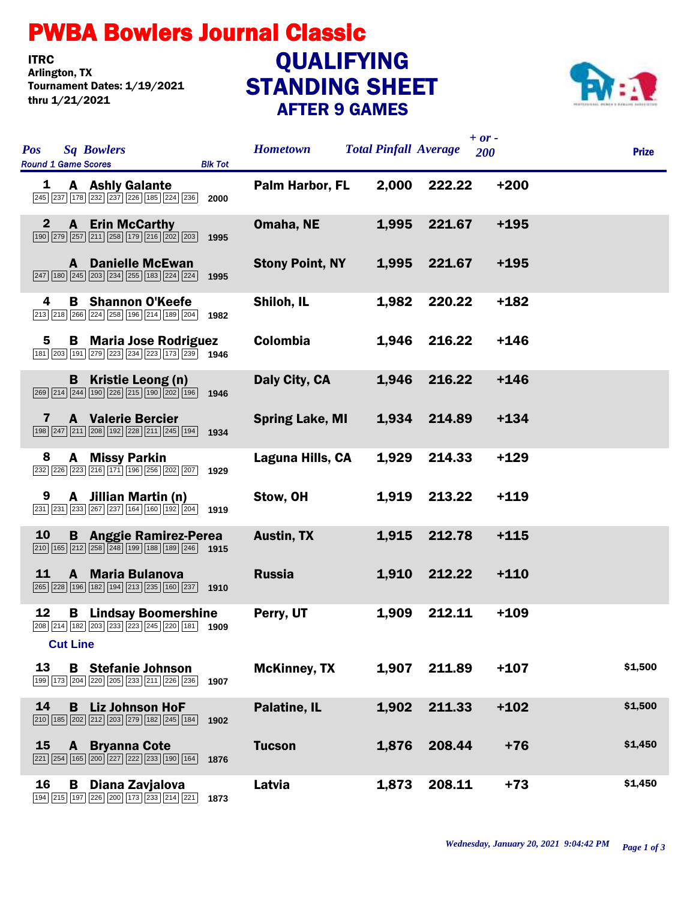# PWBA Bowlers Journal Classic

**ITRC**
**Arlington, TX**
**Tournament Dates: 1/19/2021 thru 1/21/2021**

## QUALIFYING STANDING SHEET
### AFTER 9 GAMES

| Pos | Sq | Bowlers | Round 1 Game Scores | Blk Tot | Hometown | Total Pinfall | Average | + or - 200 | Prize |
|---|---|---|---|---|---|---|---|---|---|
| 1 | A | Ashly Galante | 245 237 178 232 237 226 185 224 236 | 2000 | Palm Harbor, FL | 2,000 | 222.22 | +200 | |
| 2 | A | Erin McCarthy | 190 279 257 211 258 179 216 202 203 | 1995 | Omaha, NE | 1,995 | 221.67 | +195 | |
| | A | Danielle McEwan | 247 180 245 203 234 255 183 224 224 | 1995 | Stony Point, NY | 1,995 | 221.67 | +195 | |
| 4 | B | Shannon O'Keefe | 213 218 266 224 258 196 214 189 204 | 1982 | Shiloh, IL | 1,982 | 220.22 | +182 | |
| 5 | B | Maria Jose Rodriguez | 181 203 191 279 223 234 223 173 239 | 1946 | Colombia | 1,946 | 216.22 | +146 | |
| | B | Kristie Leong (n) | 269 214 244 190 226 215 190 202 196 | 1946 | Daly City, CA | 1,946 | 216.22 | +146 | |
| 7 | A | Valerie Bercier | 198 247 211 208 192 228 211 245 194 | 1934 | Spring Lake, MI | 1,934 | 214.89 | +134 | |
| 8 | A | Missy Parkin | 232 226 223 216 171 196 256 202 207 | 1929 | Laguna Hills, CA | 1,929 | 214.33 | +129 | |
| 9 | A | Jillian Martin (n) | 231 231 233 267 237 164 160 192 204 | 1919 | Stow, OH | 1,919 | 213.22 | +119 | |
| 10 | B | Anggie Ramirez-Perea | 210 165 212 258 248 199 188 189 246 | 1915 | Austin, TX | 1,915 | 212.78 | +115 | |
| 11 | A | Maria Bulanova | 265 228 196 182 194 213 235 160 237 | 1910 | Russia | 1,910 | 212.22 | +110 | |
| 12 | B | Lindsay Boomershine | 208 214 182 203 233 223 245 220 181 | 1909 | Perry, UT | 1,909 | 212.11 | +109 | |
| | | **Cut Line** | | | | | | | |
| 13 | B | Stefanie Johnson | 199 173 204 220 205 233 211 226 236 | 1907 | McKinney, TX | 1,907 | 211.89 | +107 | $1,500 |
| 14 | B | Liz Johnson HoF | 210 185 202 212 203 279 182 245 184 | 1902 | Palatine, IL | 1,902 | 211.33 | +102 | $1,500 |
| 15 | A | Bryanna Cote | 221 254 165 200 227 222 233 190 164 | 1876 | Tucson | 1,876 | 208.44 | +76 | $1,450 |
| 16 | B | Diana Zavjalova | 194 215 197 226 200 173 233 214 221 | 1873 | Latvia | 1,873 | 208.11 | +73 | $1,450 |

*Wednesday, January 20, 2021 9:04:42 PM*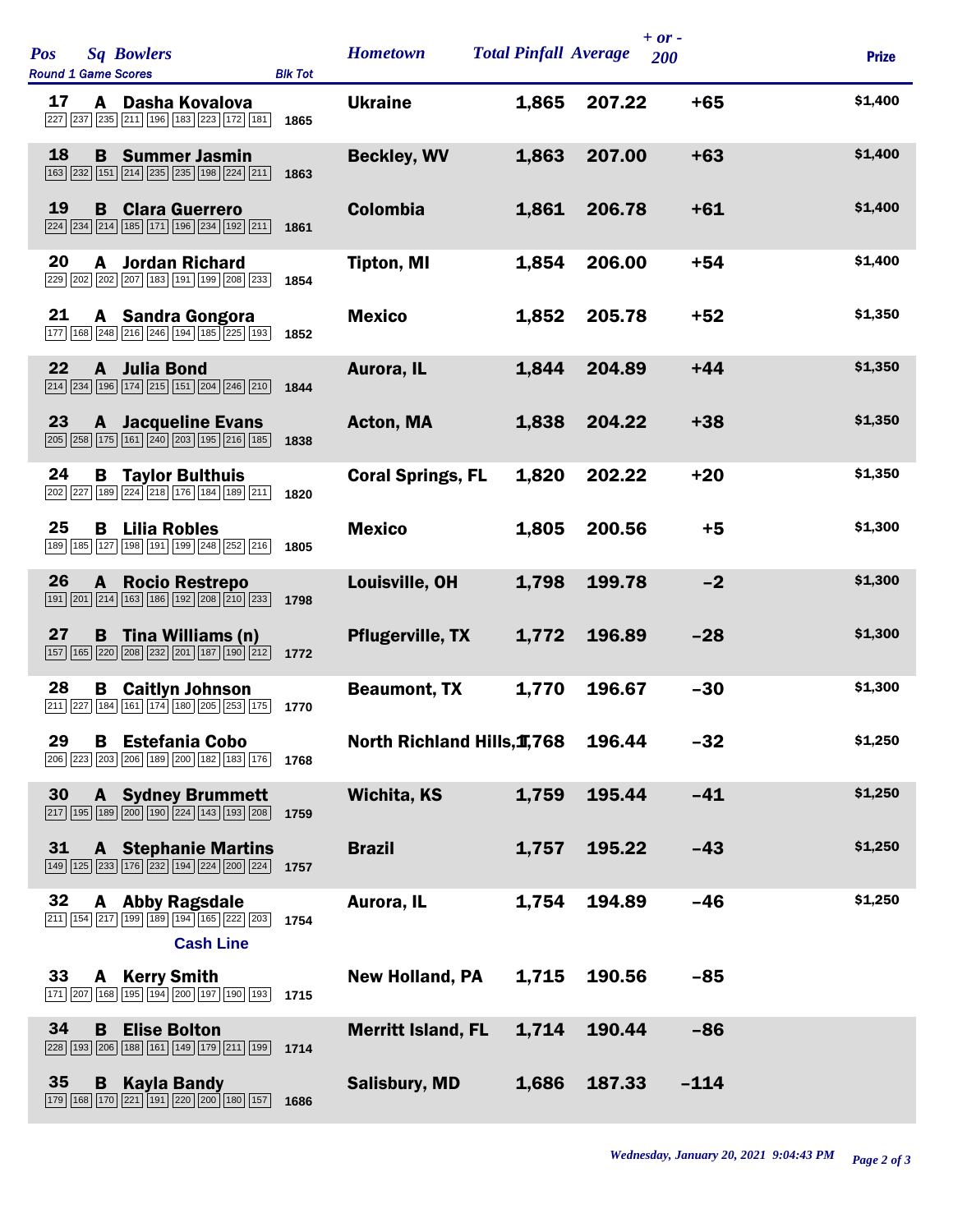| Pos | Sq | Bowlers | Round 1 Game Scores | Blk Tot | Hometown | Total Pinfall | Average | + or - 200 | Prize |
|---|---|---|---|---|---|---|---|---|---|
| 17 | A | Dasha Kovalova | 227 237 235 211 196 183 223 172 181 | 1865 | Ukraine | 1,865 | 207.22 | +65 | $1,400 |
| 18 | B | Summer Jasmin | 163 232 151 214 235 235 198 224 211 | 1863 | Beckley, WV | 1,863 | 207.00 | +63 | $1,400 |
| 19 | B | Clara Guerrero | 224 234 214 185 171 196 234 192 211 | 1861 | Colombia | 1,861 | 206.78 | +61 | $1,400 |
| 20 | A | Jordan Richard | 229 202 202 207 183 191 199 208 233 | 1854 | Tipton, MI | 1,854 | 206.00 | +54 | $1,400 |
| 21 | A | Sandra Gongora | 177 168 248 216 246 194 185 225 193 | 1852 | Mexico | 1,852 | 205.78 | +52 | $1,350 |
| 22 | A | Julia Bond | 214 234 196 174 215 151 204 246 210 | 1844 | Aurora, IL | 1,844 | 204.89 | +44 | $1,350 |
| 23 | A | Jacqueline Evans | 205 258 175 161 240 203 195 216 185 | 1838 | Acton, MA | 1,838 | 204.22 | +38 | $1,350 |
| 24 | B | Taylor Bulthuis | 202 227 189 224 218 176 184 189 211 | 1820 | Coral Springs, FL | 1,820 | 202.22 | +20 | $1,350 |
| 25 | B | Lilia Robles | 189 185 127 198 191 199 248 252 216 | 1805 | Mexico | 1,805 | 200.56 | +5 | $1,300 |
| 26 | A | Rocio Restrepo | 191 201 214 163 186 192 208 210 233 | 1798 | Louisville, OH | 1,798 | 199.78 | -2 | $1,300 |
| 27 | B | Tina Williams (n) | 157 165 220 208 232 201 187 190 212 | 1772 | Pflugerville, TX | 1,772 | 196.89 | -28 | $1,300 |
| 28 | B | Caitlyn Johnson | 211 227 184 161 174 180 205 253 175 | 1770 | Beaumont, TX | 1,770 | 196.67 | -30 | $1,300 |
| 29 | B | Estefania Cobo | 206 223 203 206 189 200 182 183 176 | 1768 | North Richland Hills, TX | 1,768 | 196.44 | -32 | $1,250 |
| 30 | A | Sydney Brummett | 217 195 189 200 190 224 143 193 208 | 1759 | Wichita, KS | 1,759 | 195.44 | -41 | $1,250 |
| 31 | A | Stephanie Martins | 149 125 233 176 232 194 224 200 224 | 1757 | Brazil | 1,757 | 195.22 | -43 | $1,250 |
| 32 | A | Abby Ragsdale | 211 154 217 199 189 194 165 222 203 | 1754 | Aurora, IL | 1,754 | 194.89 | -46 | $1,250 |
| | | **Cash Line** | | | | | | | |
| 33 | A | Kerry Smith | 171 207 168 195 194 200 197 190 193 | 1715 | New Holland, PA | 1,715 | 190.56 | -85 | |
| 34 | B | Elise Bolton | 228 193 206 188 161 149 179 211 199 | 1714 | Merritt Island, FL | 1,714 | 190.44 | -86 | |
| 35 | B | Kayla Bandy | 179 168 170 221 191 220 200 180 157 | 1686 | Salisbury, MD | 1,686 | 187.33 | -114 | |

*Wednesday, January 20, 2021 9:04:43 PM*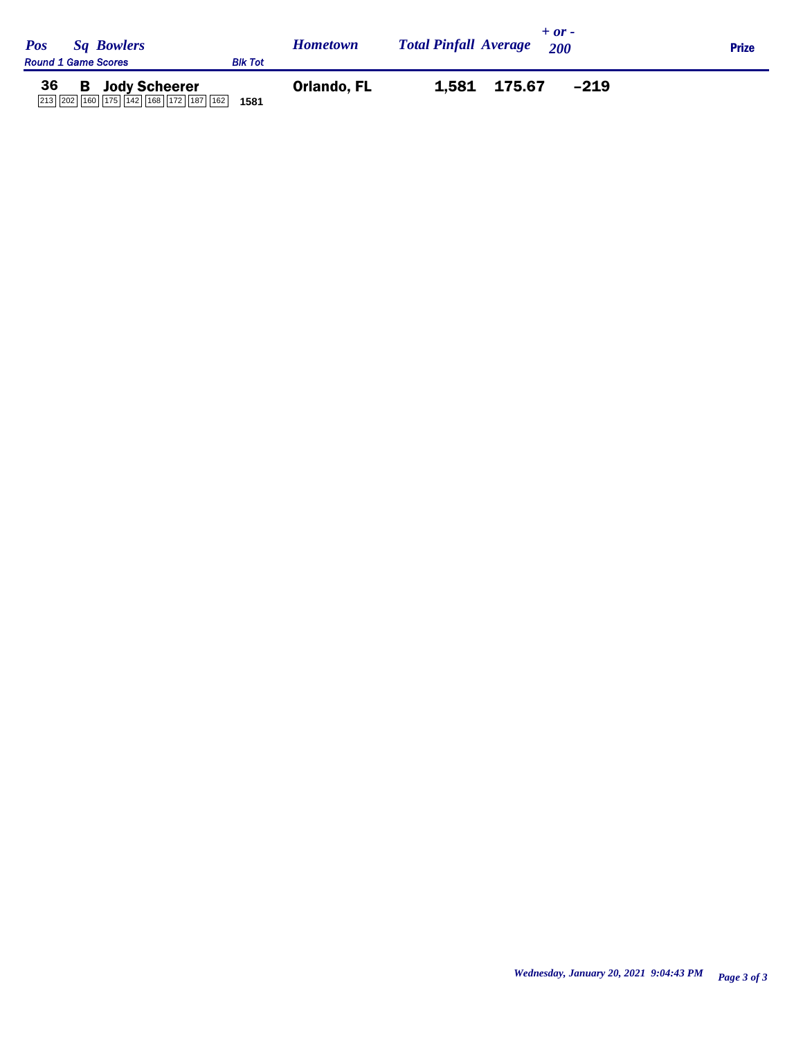| Pos | Sq | Bowlers | Blk Tot | Hometown | Total Pinfall | Average | + or - 200 | Prize |
|---|---|---|---|---|---|---|---|---|
| | Round 1 Game Scores | | | | | | | |
| 36 | B | Jody Scheerer | | Orlando, FL | 1,581 | 175.67 | -219 | |
| | 213 202 160 175 142 168 172 187 162 | | 1581 | | | | | |

Wednesday, January 20, 2021 9:04:43 PM